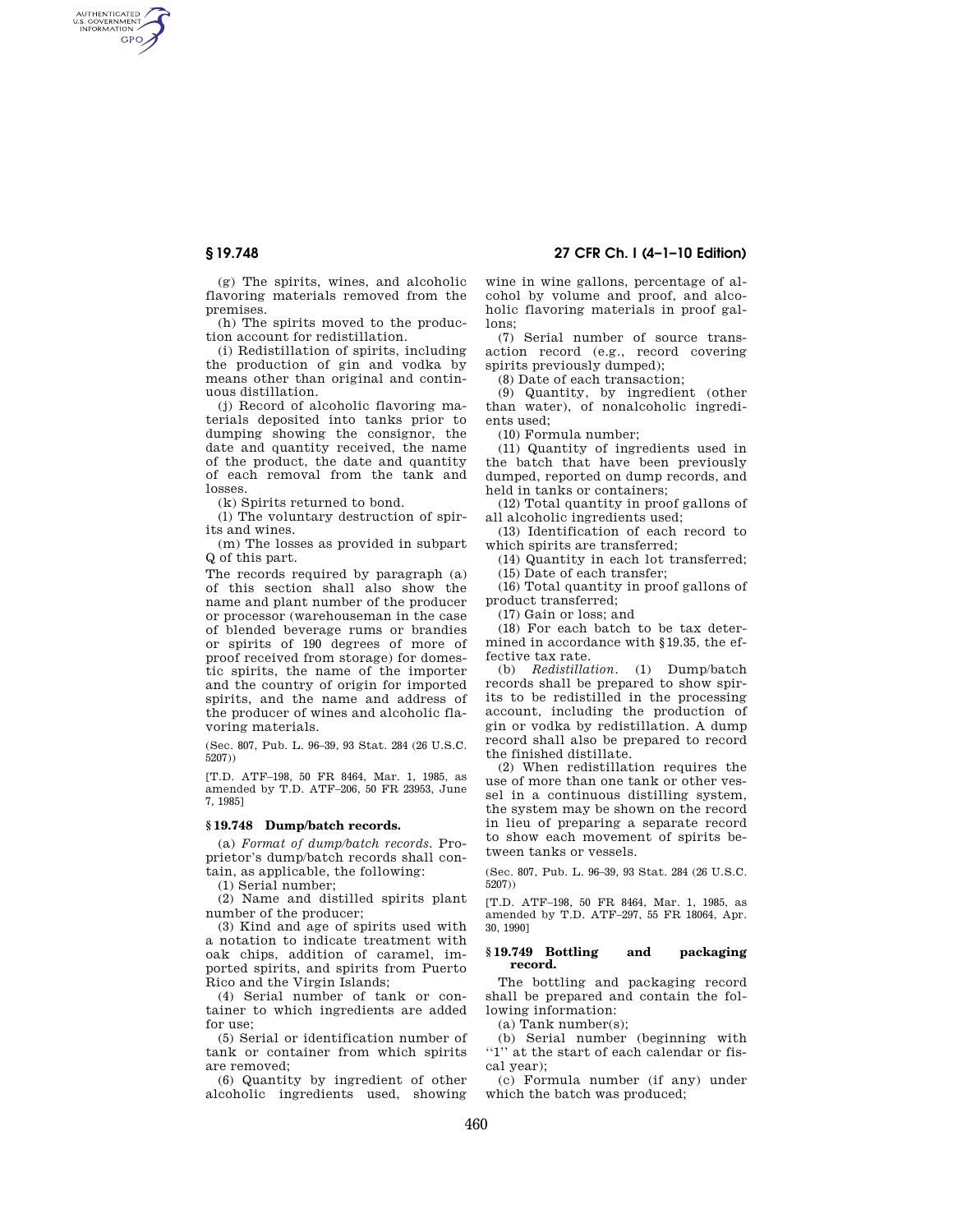(g) The spirits, wines, and alcoholic flavoring materials removed from the premises.

(h) The spirits moved to the production account for redistillation.

(i) Redistillation of spirits, including the production of gin and vodka by means other than original and continuous distillation.

(j) Record of alcoholic flavoring materials deposited into tanks prior to dumping showing the consignor, the date and quantity received, the name of the product, the date and quantity of each removal from the tank and losses.

(k) Spirits returned to bond.

(l) The voluntary destruction of spirits and wines.

(m) The losses as provided in subpart Q of this part.

The records required by paragraph (a) of this section shall also show the name and plant number of the producer or processor (warehouseman in the case of blended beverage rums or brandies or spirits of 190 degrees of more of proof received from storage) for domestic spirits, the name of the importer and the country of origin for imported spirits, and the name and address of the producer of wines and alcoholic flavoring materials.

(Sec. 807, Pub. L. 96–39, 93 Stat. 284 (26 U.S.C. 5207))

[T.D. ATF–198, 50 FR 8464, Mar. 1, 1985, as amended by T.D. ATF–206, 50 FR 23953, June 7, 1985]

## § 19.748 Dump/batch records.

(a) *Format of dump/batch records.* Proprietor's dump/batch records shall contain, as applicable, the following:

(1) Serial number;

(2) Name and distilled spirits plant number of the producer;

(3) Kind and age of spirits used with a notation to indicate treatment with oak chips, addition of caramel, imported spirits, and spirits from Puerto Rico and the Virgin Islands;

(4) Serial number of tank or container to which ingredients are added for use;

(5) Serial or identification number of tank or container from which spirits are removed;

(6) Quantity by ingredient of other alcoholic ingredients used, showing wine in wine gallons, percentage of alcohol by volume and proof, and alcoholic flavoring materials in proof gallons;

(7) Serial number of source transaction record (e.g., record covering spirits previously dumped);

(8) Date of each transaction;

(9) Quantity, by ingredient (other than water), of nonalcoholic ingredients used;

(10) Formula number;

(11) Quantity of ingredients used in the batch that have been previously dumped, reported on dump records, and held in tanks or containers;

(12) Total quantity in proof gallons of all alcoholic ingredients used;

(13) Identification of each record to which spirits are transferred;

(14) Quantity in each lot transferred;

(15) Date of each transfer;

(16) Total quantity in proof gallons of product transferred;

(17) Gain or loss; and

(18) For each batch to be tax determined in accordance with §19.35, the effective tax rate.

(b) *Redistillation.* (1) Dump/batch records shall be prepared to show spirits to be redistilled in the processing account, including the production of gin or vodka by redistillation. A dump record shall also be prepared to record the finished distillate.

(2) When redistillation requires the use of more than one tank or other vessel in a continuous distilling system, the system may be shown on the record in lieu of preparing a separate record to show each movement of spirits between tanks or vessels.

(Sec. 807, Pub. L. 96–39, 93 Stat. 284 (26 U.S.C. 5207))

[T.D. ATF–198, 50 FR 8464, Mar. 1, 1985, as amended by T.D. ATF–297, 55 FR 18064, Apr. 30, 1990]

## § 19.749 Bottling and packaging record.

The bottling and packaging record shall be prepared and contain the following information:

(a) Tank number(s);

(b) Serial number (beginning with "1" at the start of each calendar or fiscal year);

(c) Formula number (if any) under which the batch was produced;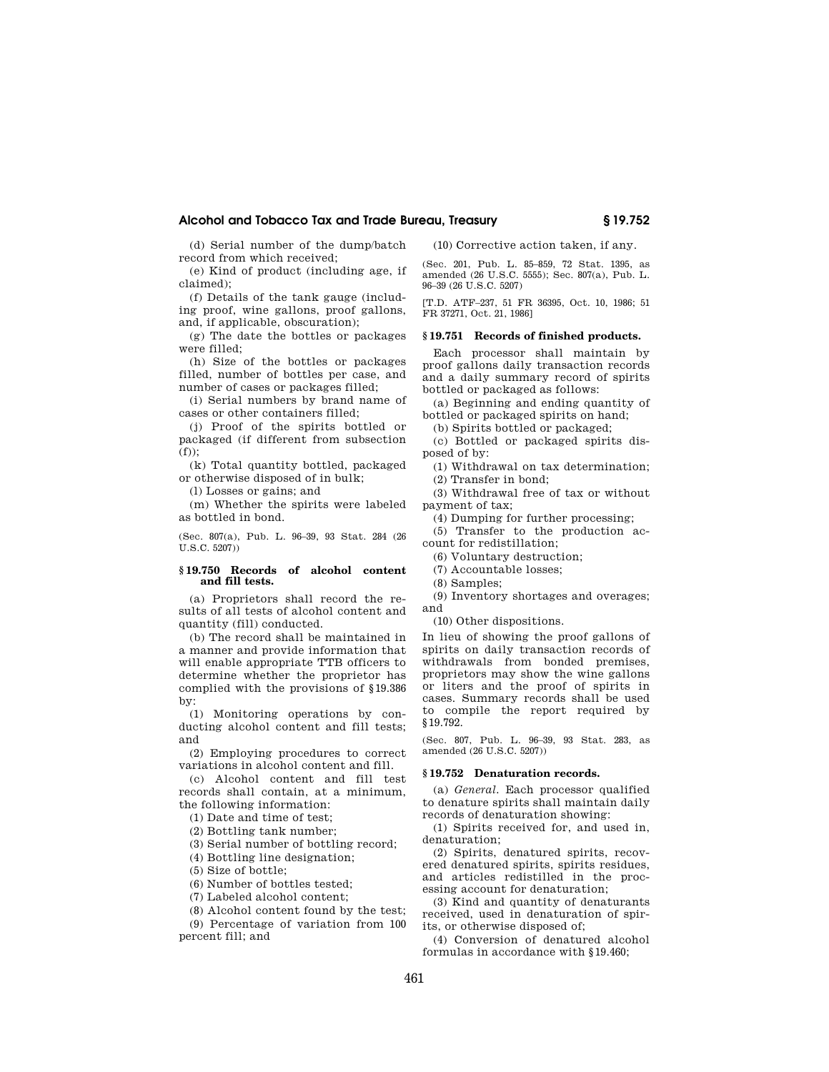(d) Serial number of the dump/batch record from which received;

(e) Kind of product (including age, if claimed);

(f) Details of the tank gauge (including proof, wine gallons, proof gallons, and, if applicable, obscuration);

(g) The date the bottles or packages were filled;

(h) Size of the bottles or packages filled, number of bottles per case, and number of cases or packages filled;

(i) Serial numbers by brand name of cases or other containers filled;

(j) Proof of the spirits bottled or packaged (if different from subsection (f));

(k) Total quantity bottled, packaged or otherwise disposed of in bulk;

(l) Losses or gains; and

(m) Whether the spirits were labeled as bottled in bond.

(Sec. 807(a), Pub. L. 96–39, 93 Stat. 284 (26 U.S.C. 5207))

### § 19.750 Records of alcohol content and fill tests.

(a) Proprietors shall record the results of all tests of alcohol content and quantity (fill) conducted.

(b) The record shall be maintained in a manner and provide information that will enable appropriate TTB officers to determine whether the proprietor has complied with the provisions of § 19.386 by:

(1) Monitoring operations by conducting alcohol content and fill tests; and

(2) Employing procedures to correct variations in alcohol content and fill.

(c) Alcohol content and fill test records shall contain, at a minimum, the following information:

(1) Date and time of test;

(2) Bottling tank number;

(3) Serial number of bottling record;

(4) Bottling line designation;

(5) Size of bottle;

(6) Number of bottles tested;

(7) Labeled alcohol content;

(8) Alcohol content found by the test;

(9) Percentage of variation from 100 percent fill; and

(10) Corrective action taken, if any.

(Sec. 201, Pub. L. 85–859, 72 Stat. 1395, as amended (26 U.S.C. 5555); Sec. 807(a), Pub. L. 96–39 (26 U.S.C. 5207)

[T.D. ATF–237, 51 FR 36395, Oct. 10, 1986; 51 FR 37271, Oct. 21, 1986]

### § 19.751 Records of finished products.

Each processor shall maintain by proof gallons daily transaction records and a daily summary record of spirits bottled or packaged as follows:

(a) Beginning and ending quantity of bottled or packaged spirits on hand;

(b) Spirits bottled or packaged;

(c) Bottled or packaged spirits disposed of by:

(1) Withdrawal on tax determination;

(2) Transfer in bond;

(3) Withdrawal free of tax or without payment of tax;

(4) Dumping for further processing;

(5) Transfer to the production account for redistillation;

(6) Voluntary destruction;

(7) Accountable losses;

(8) Samples;

(9) Inventory shortages and overages; and

(10) Other dispositions.

In lieu of showing the proof gallons of spirits on daily transaction records of withdrawals from bonded premises, proprietors may show the wine gallons or liters and the proof of spirits in cases. Summary records shall be used to compile the report required by § 19.792.

(Sec. 807, Pub. L. 96–39, 93 Stat. 283, as amended (26 U.S.C. 5207))

### § 19.752 Denaturation records.

(a) *General.* Each processor qualified to denature spirits shall maintain daily records of denaturation showing:

(1) Spirits received for, and used in, denaturation;

(2) Spirits, denatured spirits, recovered denatured spirits, spirits residues, and articles redistilled in the processing account for denaturation;

(3) Kind and quantity of denaturants received, used in denaturation of spirits, or otherwise disposed of;

(4) Conversion of denatured alcohol formulas in accordance with § 19.460;